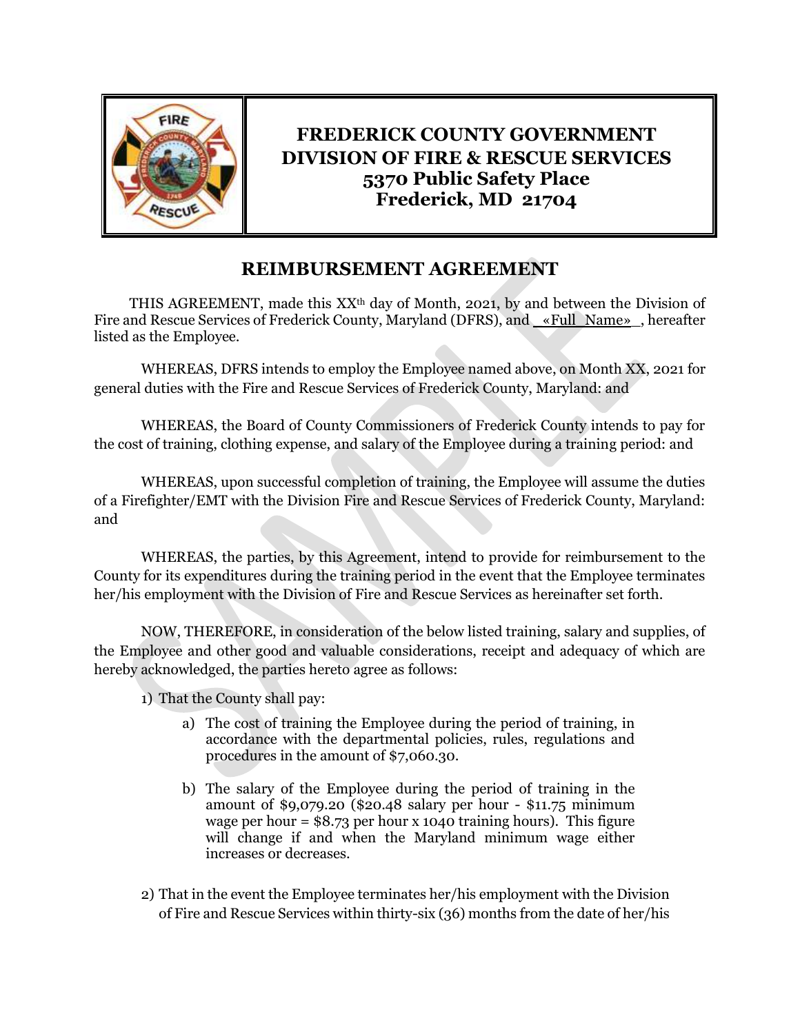# FREDERICK COUNTY GOVERNMENT
# DIVISION OF FIRE & RESCUE SERVICES
# 5370 Public Safety Place
# Frederick, MD 21704

## REIMBURSEMENT AGREEMENT

THIS AGREEMENT, made this XX[th] day of Month, 2021, by and between the Division of Fire and Rescue Services of Frederick County, Maryland (DFRS), and «Full_Name», hereafter listed as the Employee.

WHEREAS, DFRS intends to employ the Employee named above, on Month XX, 2021 for general duties with the Fire and Rescue Services of Frederick County, Maryland: and

WHEREAS, the Board of County Commissioners of Frederick County intends to pay for the cost of training, clothing expense, and salary of the Employee during a training period: and

WHEREAS, upon successful completion of training, the Employee will assume the duties of a Firefighter/EMT with the Division Fire and Rescue Services of Frederick County, Maryland: and

WHEREAS, the parties, by this Agreement, intend to provide for reimbursement to the County for its expenditures during the training period in the event that the Employee terminates her/his employment with the Division of Fire and Rescue Services as hereinafter set forth.

NOW, THEREFORE, in consideration of the below listed training, salary and supplies, of the Employee and other good and valuable considerations, receipt and adequacy of which are hereby acknowledged, the parties hereto agree as follows:

1) That the County shall pay:
   a) The cost of training the Employee during the period of training, in accordance with the departmental policies, rules, regulations and procedures in the amount of $7,060.30.
   b) The salary of the Employee during the period of training in the amount of $9,079.20 ($20.48 salary per hour - $11.75 minimum wage per hour = $8.73 per hour x 1040 training hours). This figure will change if and when the Maryland minimum wage either increases or decreases.

2) That in the event the Employee terminates her/his employment with the Division of Fire and Rescue Services within thirty-six (36) months from the date of her/his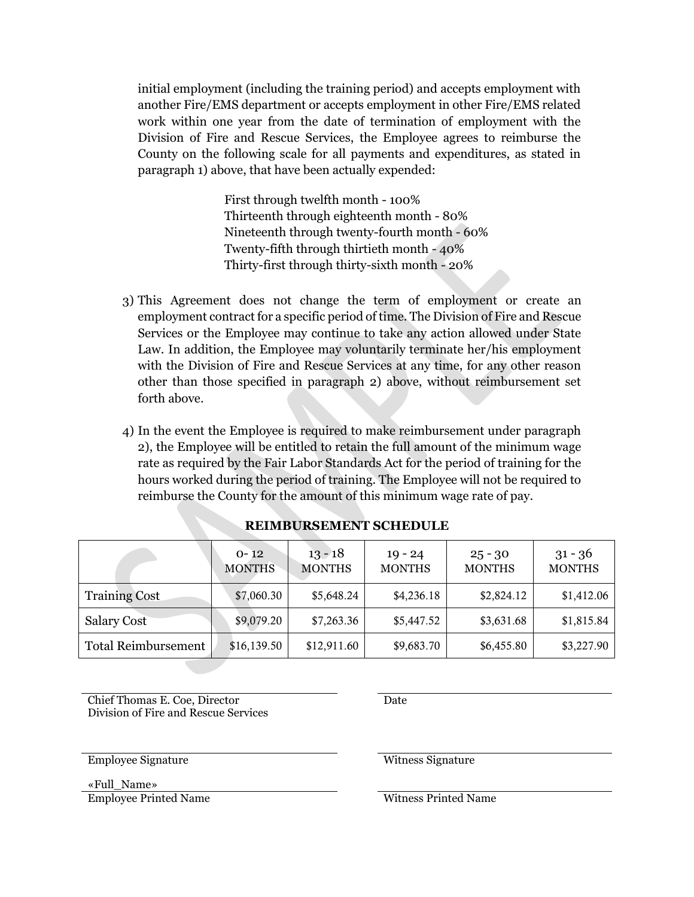initial employment (including the training period) and accepts employment with another Fire/EMS department or accepts employment in other Fire/EMS related work within one year from the date of termination of employment with the Division of Fire and Rescue Services, the Employee agrees to reimburse the County on the following scale for all payments and expenditures, as stated in paragraph 1) above, that have been actually expended:

First through twelfth month - 100%
Thirteenth through eighteenth month - 80%
Nineteenth through twenty-fourth month - 60%
Twenty-fifth through thirtieth month - 40%
Thirty-first through thirty-sixth month - 20%

3) This Agreement does not change the term of employment or create an employment contract for a specific period of time. The Division of Fire and Rescue Services or the Employee may continue to take any action allowed under State Law. In addition, the Employee may voluntarily terminate her/his employment with the Division of Fire and Rescue Services at any time, for any other reason other than those specified in paragraph 2) above, without reimbursement set forth above.

4) In the event the Employee is required to make reimbursement under paragraph 2), the Employee will be entitled to retain the full amount of the minimum wage rate as required by the Fair Labor Standards Act for the period of training for the hours worked during the period of training. The Employee will not be required to reimburse the County for the amount of this minimum wage rate of pay.

**REIMBURSEMENT SCHEDULE**

| | 0- 12 MONTHS | 13 - 18 MONTHS | 19 - 24 MONTHS | 25 - 30 MONTHS | 31 - 36 MONTHS |
|---|---|---|---|---|---|
| Training Cost | $7,060.30 | $5,648.24 | $4,236.18 | $2,824.12 | $1,412.06 |
| Salary Cost | $9,079.20 | $7,263.36 | $5,447.52 | $3,631.68 | $1,815.84 |
| Total Reimbursement | $16,139.50 | $12,911.60 | $9,683.70 | $6,455.80 | $3,227.90 |

Chief Thomas E. Coe, Director
Division of Fire and Rescue Services

Date

Employee Signature

Witness Signature

«Full_Name»
Employee Printed Name

Witness Printed Name